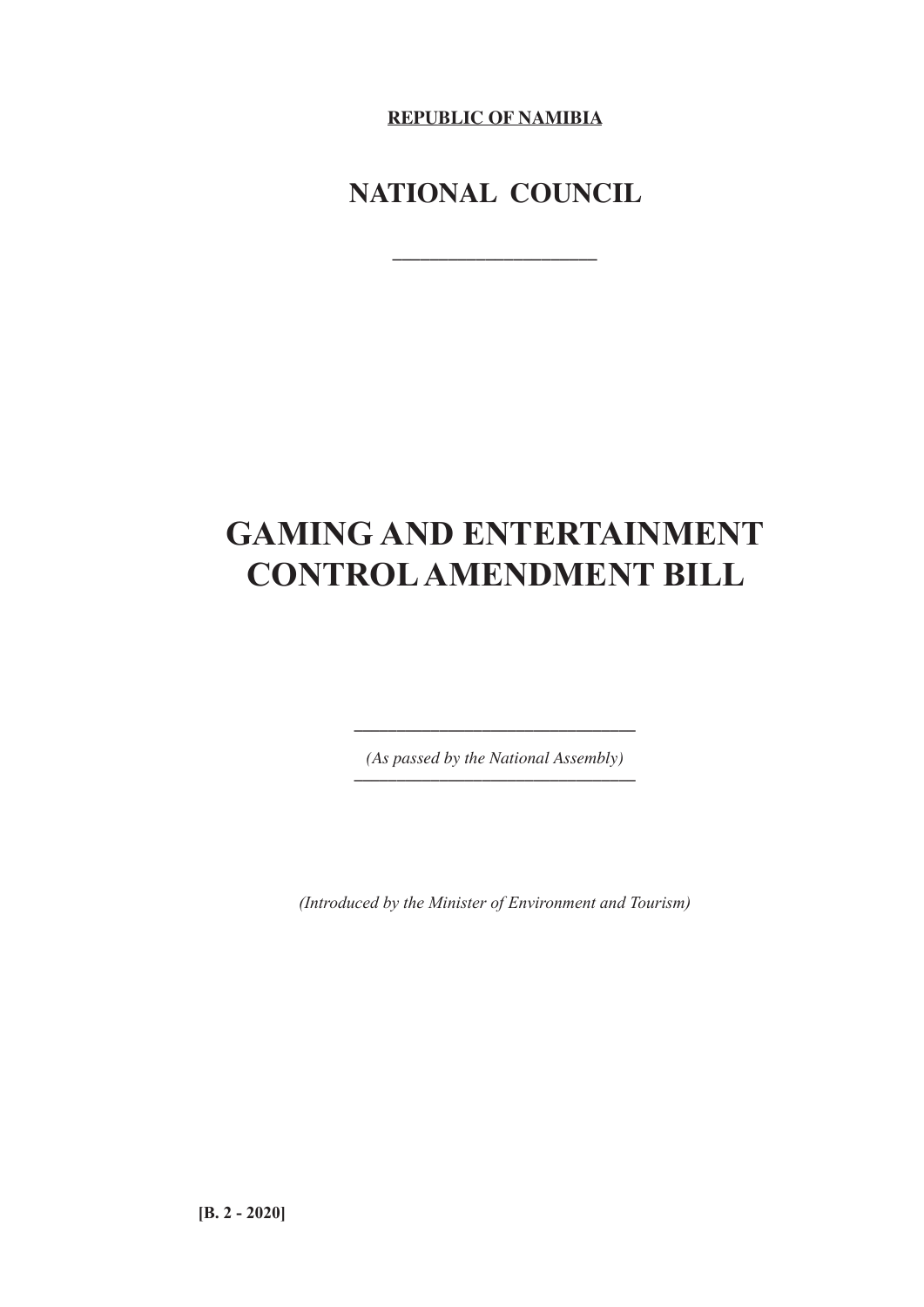**REPUBLIC OF NAMIBIA**

## NATIONAL COUNCIL

# GAMING AND ENTERTAINMENT CONTROL AMENDMENT BILL

*(As passed by the National Assembly)*

*(Introduced by the Minister of Environment and Tourism)*

**[B. 2 - 2020]**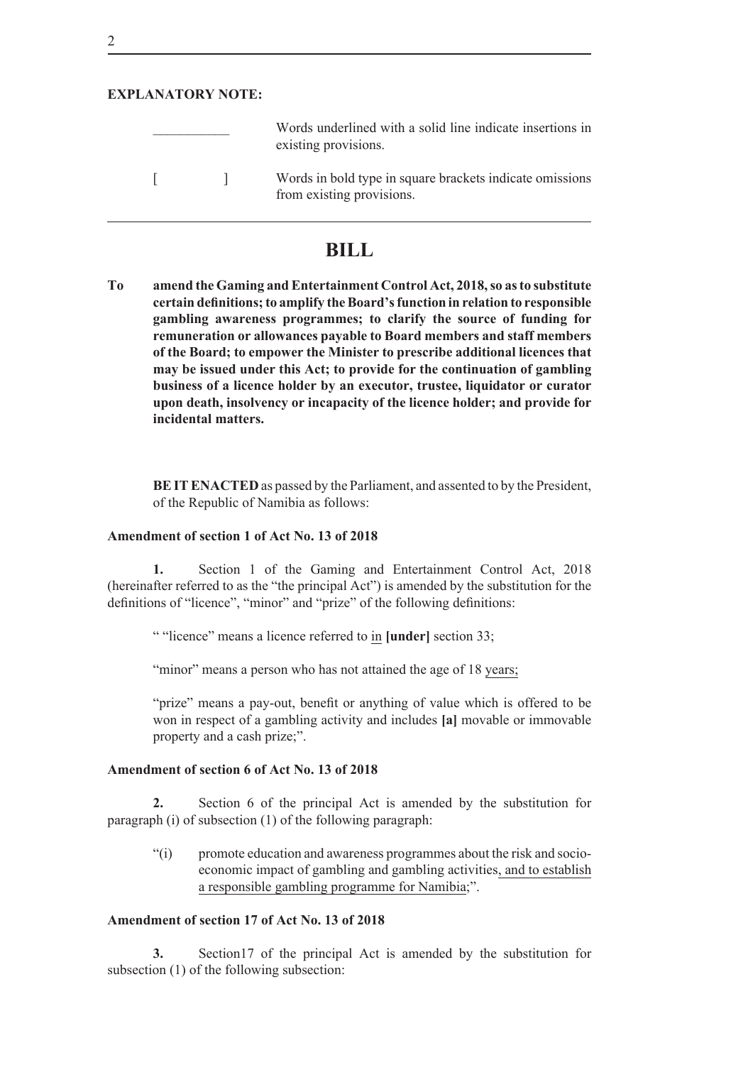**EXPLANATORY NOTE:**

| | |
|---|---|
| ___________ | Words underlined with a solid line indicate insertions in existing provisions. |
| [ &nbsp;&nbsp;&nbsp;&nbsp;&nbsp;&nbsp;&nbsp;&nbsp; ] | Words in bold type in square brackets indicate omissions from existing provisions. |

# BILL

**To amend the Gaming and Entertainment Control Act, 2018, so as to substitute certain definitions; to amplify the Board's function in relation to responsible gambling awareness programmes; to clarify the source of funding for remuneration or allowances payable to Board members and staff members of the Board; to empower the Minister to prescribe additional licences that may be issued under this Act; to provide for the continuation of gambling business of a licence holder by an executor, trustee, liquidator or curator upon death, insolvency or incapacity of the licence holder; and provide for incidental matters.**

**BE IT ENACTED** as passed by the Parliament, and assented to by the President, of the Republic of Namibia as follows:

**Amendment of section 1 of Act No. 13 of 2018**

**1.** Section 1 of the Gaming and Entertainment Control Act, 2018 (hereinafter referred to as the "the principal Act") is amended by the substitution for the definitions of "licence", "minor" and "prize" of the following definitions:

" "licence" means a licence referred to <u>in</u> **[under]** section 33;

"minor" means a person who has not attained the age of 18 <u>years;</u>

"prize" means a pay-out, benefit or anything of value which is offered to be won in respect of a gambling activity and includes **[a]** movable or immovable property and a cash prize;".

**Amendment of section 6 of Act No. 13 of 2018**

**2.** Section 6 of the principal Act is amended by the substitution for paragraph (i) of subsection (1) of the following paragraph:

"(i) promote education and awareness programmes about the risk and socio-economic impact of gambling and gambling activities<u>, and to establish a responsible gambling programme for Namibia</u>;".

**Amendment of section 17 of Act No. 13 of 2018**

**3.** Section17 of the principal Act is amended by the substitution for subsection (1) of the following subsection: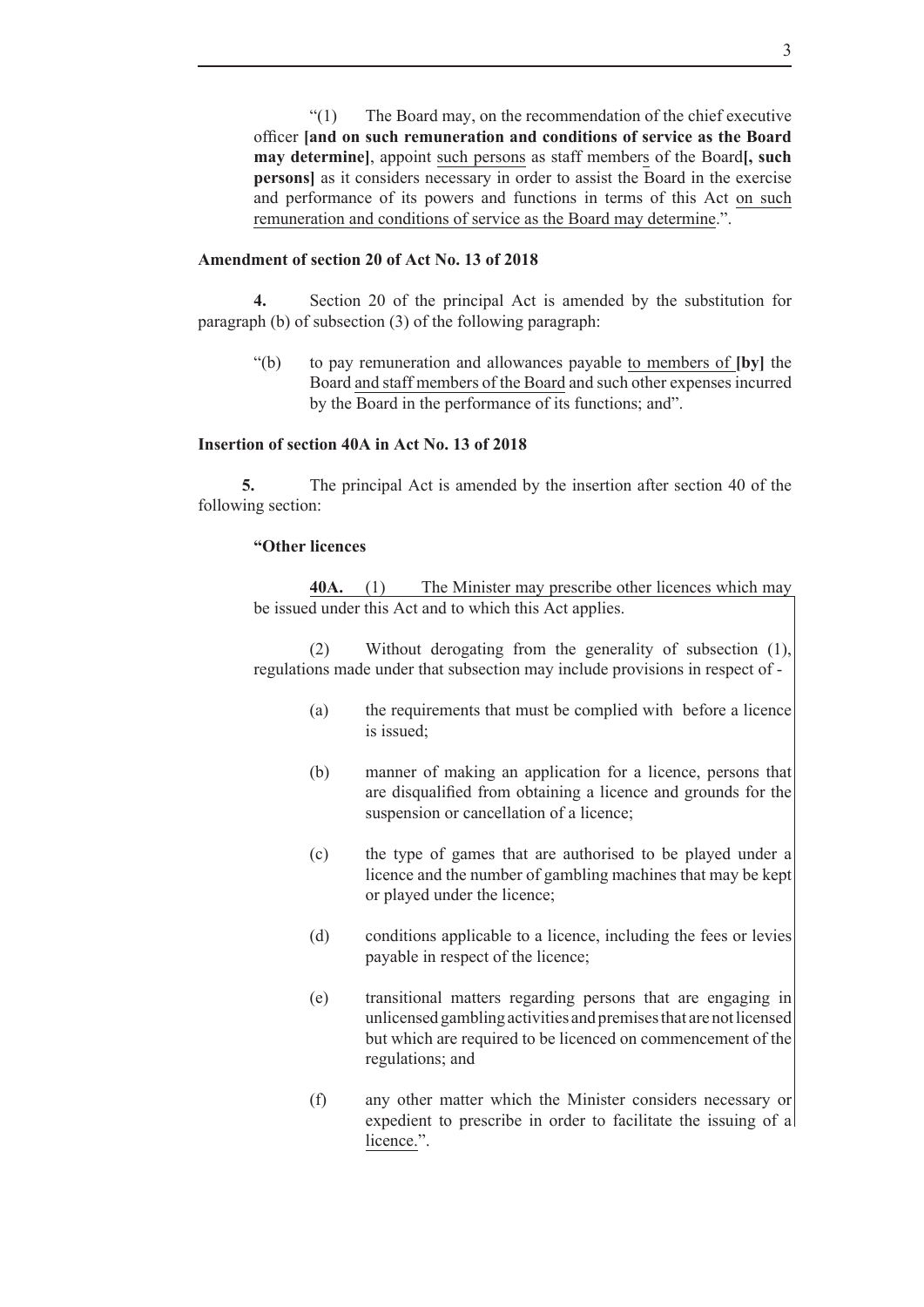"(1) The Board may, on the recommendation of the chief executive officer **[and on such remuneration and conditions of service as the Board may determine]**, appoint such persons as staff members of the Board**[, such persons]** as it considers necessary in order to assist the Board in the exercise and performance of its powers and functions in terms of this Act on such remuneration and conditions of service as the Board may determine.".

**Amendment of section 20 of Act No. 13 of 2018**

**4.** Section 20 of the principal Act is amended by the substitution for paragraph (b) of subsection (3) of the following paragraph:

"(b) to pay remuneration and allowances payable to members of **[by]** the Board and staff members of the Board and such other expenses incurred by the Board in the performance of its functions; and".

**Insertion of section 40A in Act No. 13 of 2018**

**5.** The principal Act is amended by the insertion after section 40 of the following section:

**"Other licences**

**40A.** (1) The Minister may prescribe other licences which may be issued under this Act and to which this Act applies.

(2) Without derogating from the generality of subsection (1), regulations made under that subsection may include provisions in respect of -

(a) the requirements that must be complied with before a licence is issued;

(b) manner of making an application for a licence, persons that are disqualified from obtaining a licence and grounds for the suspension or cancellation of a licence;

(c) the type of games that are authorised to be played under a licence and the number of gambling machines that may be kept or played under the licence;

(d) conditions applicable to a licence, including the fees or levies payable in respect of the licence;

(e) transitional matters regarding persons that are engaging in unlicensed gambling activities and premises that are not licensed but which are required to be licenced on commencement of the regulations; and

(f) any other matter which the Minister considers necessary or expedient to prescribe in order to facilitate the issuing of a licence.".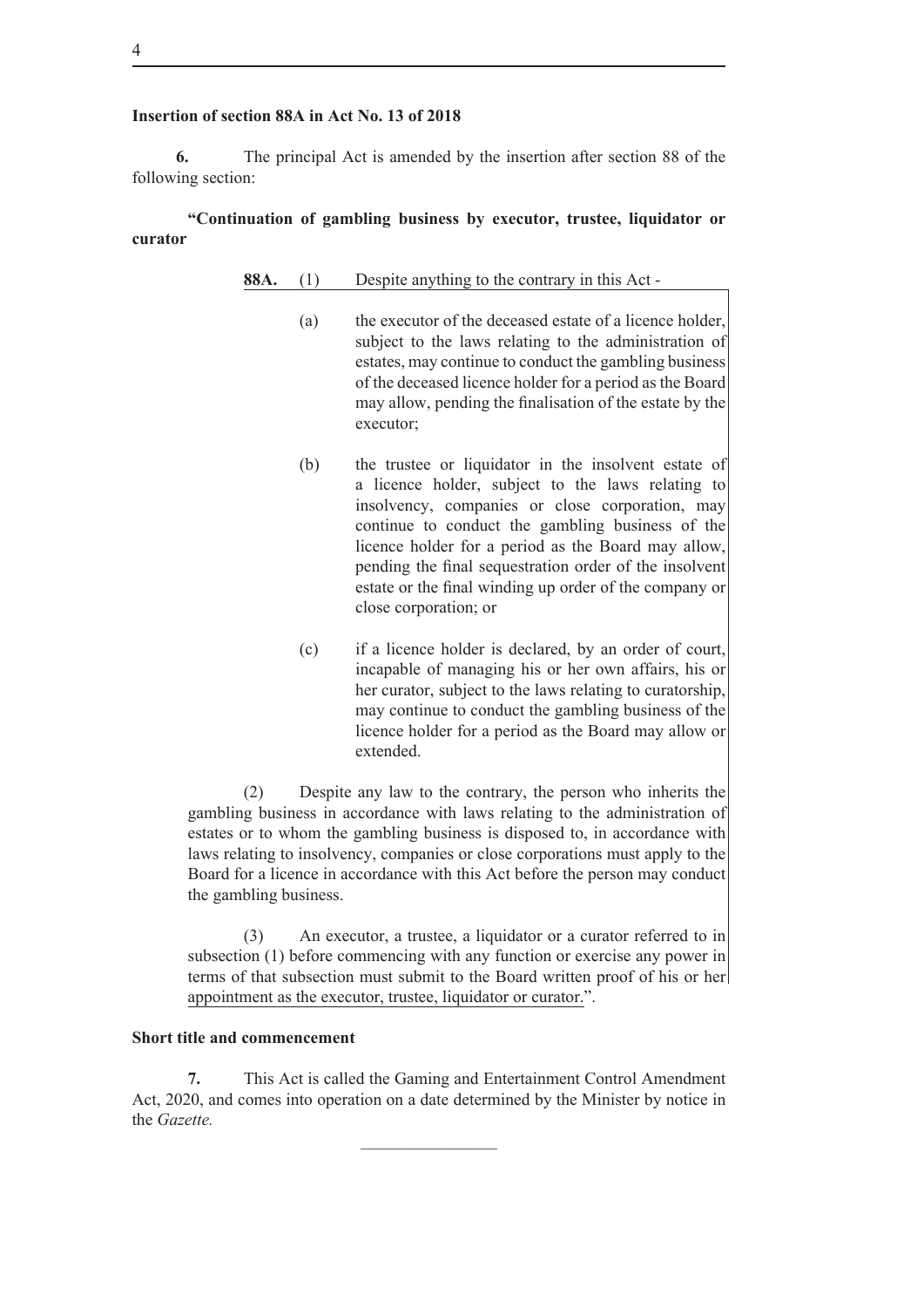**Insertion of section 88A in Act No. 13 of 2018**

**6.** The principal Act is amended by the insertion after section 88 of the following section:

**"Continuation of gambling business by executor, trustee, liquidator or curator**

**88A.** (1) Despite anything to the contrary in this Act -

(a) the executor of the deceased estate of a licence holder, subject to the laws relating to the administration of estates, may continue to conduct the gambling business of the deceased licence holder for a period as the Board may allow, pending the finalisation of the estate by the executor;

(b) the trustee or liquidator in the insolvent estate of a licence holder, subject to the laws relating to insolvency, companies or close corporation, may continue to conduct the gambling business of the licence holder for a period as the Board may allow, pending the final sequestration order of the insolvent estate or the final winding up order of the company or close corporation; or

(c) if a licence holder is declared, by an order of court, incapable of managing his or her own affairs, his or her curator, subject to the laws relating to curatorship, may continue to conduct the gambling business of the licence holder for a period as the Board may allow or extended.

(2) Despite any law to the contrary, the person who inherits the gambling business in accordance with laws relating to the administration of estates or to whom the gambling business is disposed to, in accordance with laws relating to insolvency, companies or close corporations must apply to the Board for a licence in accordance with this Act before the person may conduct the gambling business.

(3) An executor, a trustee, a liquidator or a curator referred to in subsection (1) before commencing with any function or exercise any power in terms of that subsection must submit to the Board written proof of his or her appointment as the executor, trustee, liquidator or curator.".

**Short title and commencement**

**7.** This Act is called the Gaming and Entertainment Control Amendment Act, 2020, and comes into operation on a date determined by the Minister by notice in the *Gazette.*